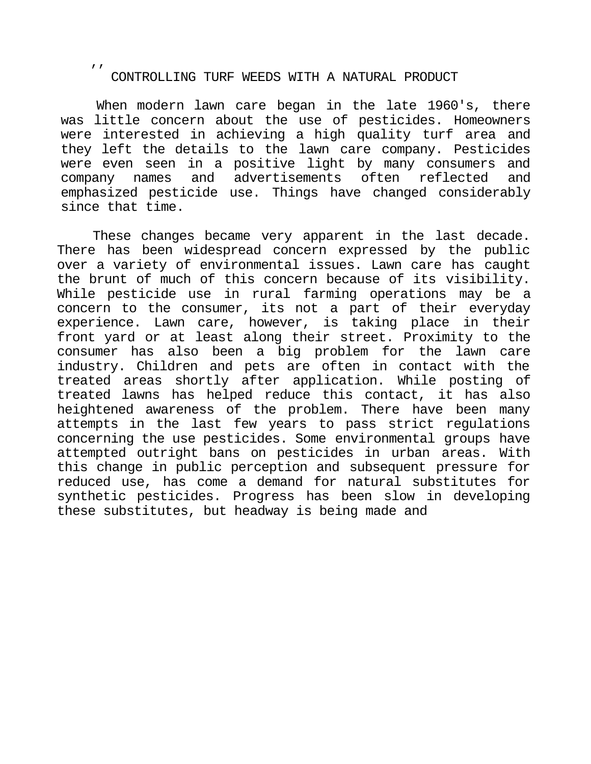# CONTROLLING TURF WEEDS WITH A NATURAL PRODUCT

When modern lawn care began in the late 1960's, there was little concern about the use of pesticides. Homeowners were interested in achieving a high quality turf area and they left the details to the lawn care company. Pesticides were even seen in a positive light by many consumers and company names and advertisements often reflected and emphasized pesticide use. Things have changed considerably since that time.

These changes became very apparent in the last decade. There has been widespread concern expressed by the public over a variety of environmental issues. Lawn care has caught the brunt of much of this concern because of its visibility. While pesticide use in rural farming operations may be a concern to the consumer, its not a part of their everyday experience. Lawn care, however, is taking place in their front yard or at least along their street. Proximity to the consumer has also been a big problem for the lawn care industry. Children and pets are often in contact with the treated areas shortly after application. While posting of treated lawns has helped reduce this contact, it has also heightened awareness of the problem. There have been many attempts in the last few years to pass strict regulations concerning the use pesticides. Some environmental groups have attempted outright bans on pesticides in urban areas. With this change in public perception and subsequent pressure for reduced use, has come a demand for natural substitutes for synthetic pesticides. Progress has been slow in developing these substitutes, but headway is being made and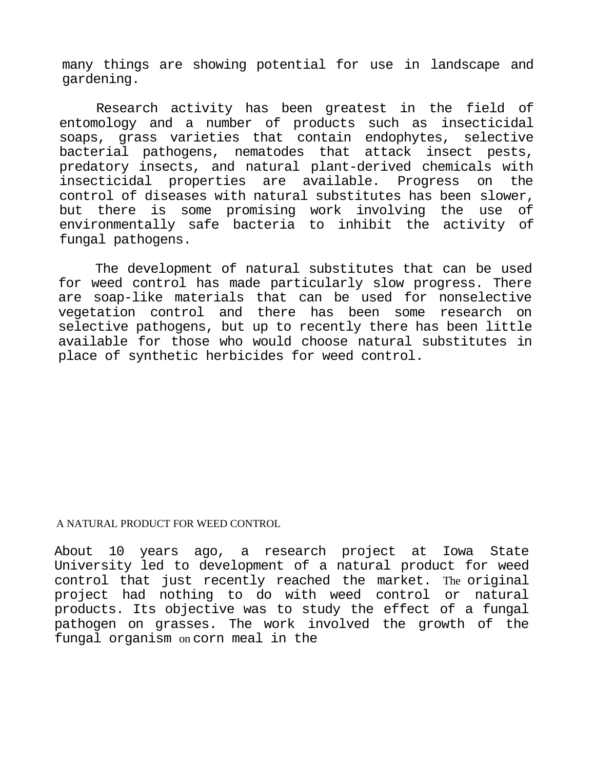many things are showing potential for use in landscape and gardening.

Research activity has been greatest in the field of entomology and a number of products such as insecticidal soaps, grass varieties that contain endophytes, selective bacterial pathogens, nematodes that attack insect pests, predatory insects, and natural plant-derived chemicals with insecticidal properties are available. Progress on the control of diseases with natural substitutes has been slower, but there is some promising work involving the use of environmentally safe bacteria to inhibit the activity of fungal pathogens.

The development of natural substitutes that can be used for weed control has made particularly slow progress. There are soap-like materials that can be used for nonselective vegetation control and there has been some research on selective pathogens, but up to recently there has been little available for those who would choose natural substitutes in place of synthetic herbicides for weed control.

## A NATURAL PRODUCT FOR WEED CONTROL

About 10 years ago, a research project at Iowa State University led to development of a natural product for weed control that just recently reached the market. The original project had nothing to do with weed control or natural products. Its objective was to study the effect of a fungal pathogen on grasses. The work involved the growth of the fungal organism on corn meal in the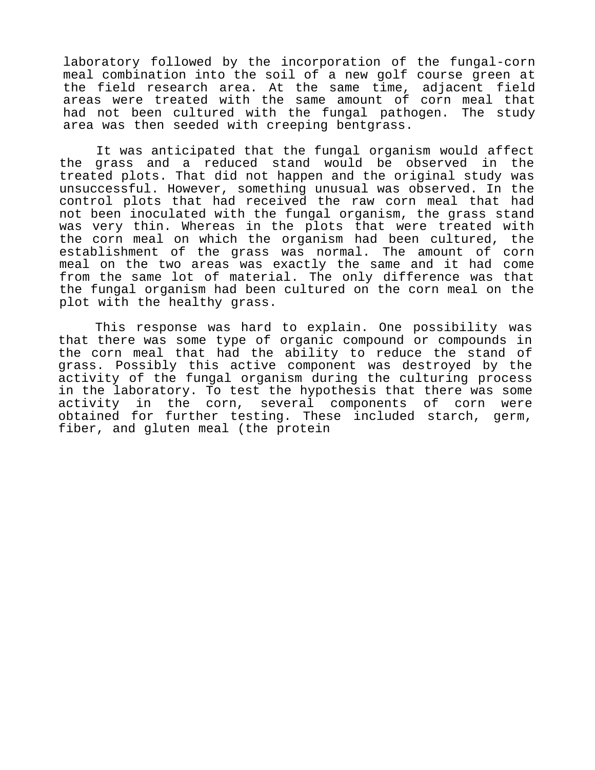laboratory followed by the incorporation of the fungal-corn meal combination into the soil of a new golf course green at the field research area. At the same time, adjacent field areas were treated with the same amount of corn meal that had not been cultured with the fungal pathogen. The study area was then seeded with creeping bentgrass.

It was anticipated that the fungal organism would affect the grass and a reduced stand would be observed in the treated plots. That did not happen and the original study was unsuccessful. However, something unusual was observed. In the control plots that had received the raw corn meal that had not been inoculated with the fungal organism, the grass stand was very thin. Whereas in the plots that were treated with the corn meal on which the organism had been cultured, the establishment of the grass was normal. The amount of corn meal on the two areas was exactly the same and it had come from the same lot of material. The only difference was that the fungal organism had been cultured on the corn meal on the plot with the healthy grass.

This response was hard to explain. One possibility was that there was some type of organic compound or compounds in the corn meal that had the ability to reduce the stand of grass. Possibly this active component was destroyed by the activity of the fungal organism during the culturing process in the laboratory. To test the hypothesis that there was some activity in the corn, several components of corn were obtained for further testing. These included starch, germ, fiber, and gluten meal (the protein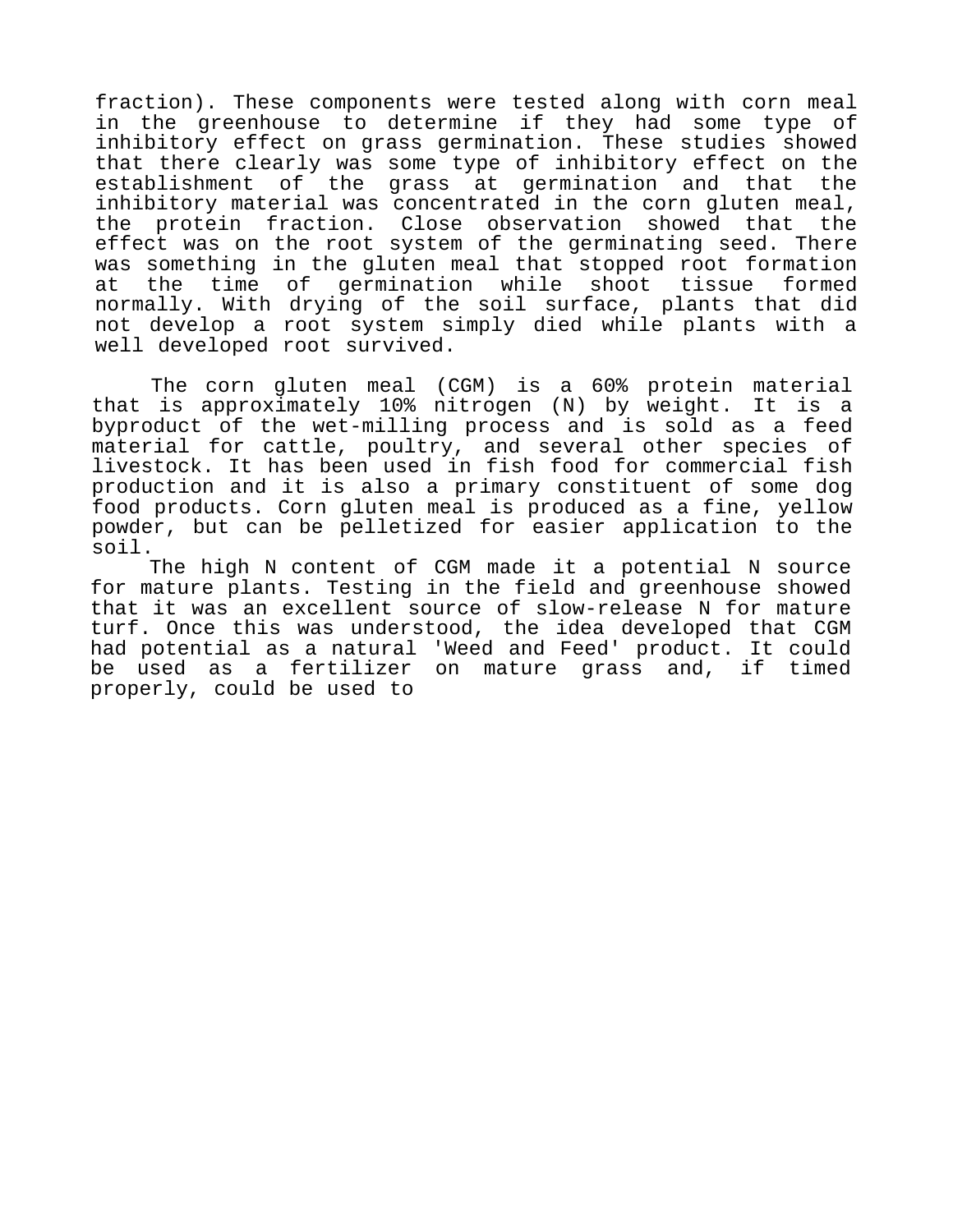fraction). These components were tested along with corn meal in the greenhouse to determine if they had some type of inhibitory effect on grass germination. These studies showed that there clearly was some type of inhibitory effect on the establishment of the grass at germination and that the inhibitory material was concentrated in the corn gluten meal, the protein fraction. Close observation showed that the effect was on the root system of the germinating seed. There was something in the gluten meal that stopped root formation at the time of germination while shoot tissue formed normally. With drying of the soil surface, plants that did not develop a root system simply died while plants with a well developed root survived.

The corn gluten meal (CGM) is a 60% protein material that is approximately 10% nitrogen (N) by weight. It is a byproduct of the wet-milling process and is sold as a feed material for cattle, poultry, and several other species of livestock. It has been used in fish food for commercial fish production and it is also a primary constituent of some dog food products. Corn gluten meal is produced as a fine, yellow powder, but can be pelletized for easier application to the soil.

The high N content of CGM made it a potential N source for mature plants. Testing in the field and greenhouse showed that it was an excellent source of slow-release N for mature turf. Once this was understood, the idea developed that CGM had potential as a natural 'Weed and Feed' product. It could be used as a fertilizer on mature grass and, if timed properly, could be used to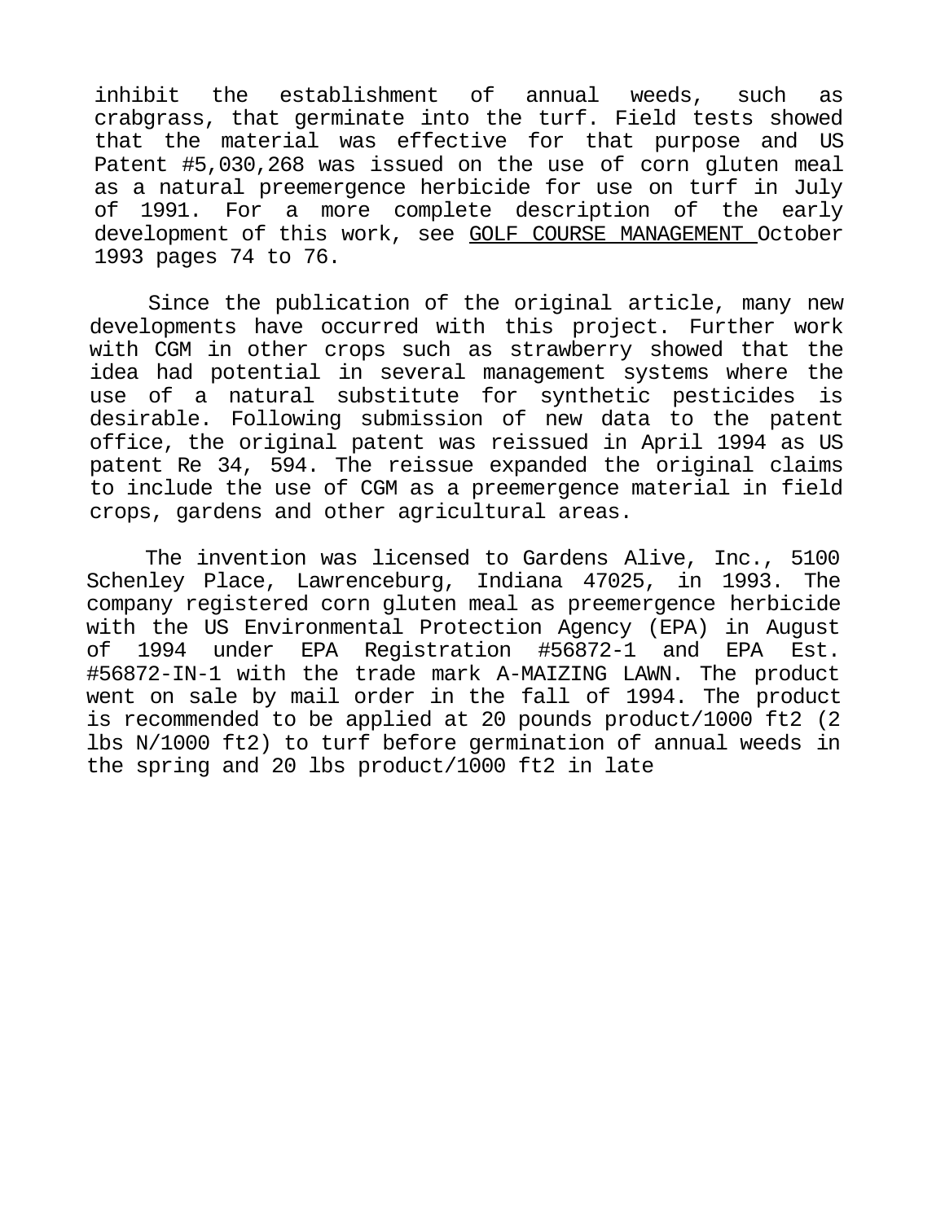inhibit the establishment of annual weeds, such as crabgrass, that germinate into the turf. Field tests showed that the material was effective for that purpose and US Patent #5,030,268 was issued on the use of corn gluten meal as a natural preemergence herbicide for use on turf in July of 1991. For a more complete description of the early development of this work, see GOLF COURSE MANAGEMENT October 1993 pages 74 to 76.

Since the publication of the original article, many new developments have occurred with this project. Further work with CGM in other crops such as strawberry showed that the idea had potential in several management systems where the use of a natural substitute for synthetic pesticides is desirable. Following submission of new data to the patent office, the original patent was reissued in April 1994 as US patent Re 34, 594. The reissue expanded the original claims to include the use of CGM as a preemergence material in field crops, gardens and other agricultural areas.

The invention was licensed to Gardens Alive, Inc., 5100 Schenley Place, Lawrenceburg, Indiana 47025, in 1993. The company registered corn gluten meal as preemergence herbicide with the US Environmental Protection Agency (EPA) in August of 1994 under EPA Registration #56872-1 and EPA Est. #56872-IN-1 with the trade mark A-MAIZING LAWN. The product went on sale by mail order in the fall of 1994. The product is recommended to be applied at 20 pounds product/1000 ft2 (2 lbs N/1000 ft2) to turf before germination of annual weeds in the spring and 20 lbs product/1000 ft2 in late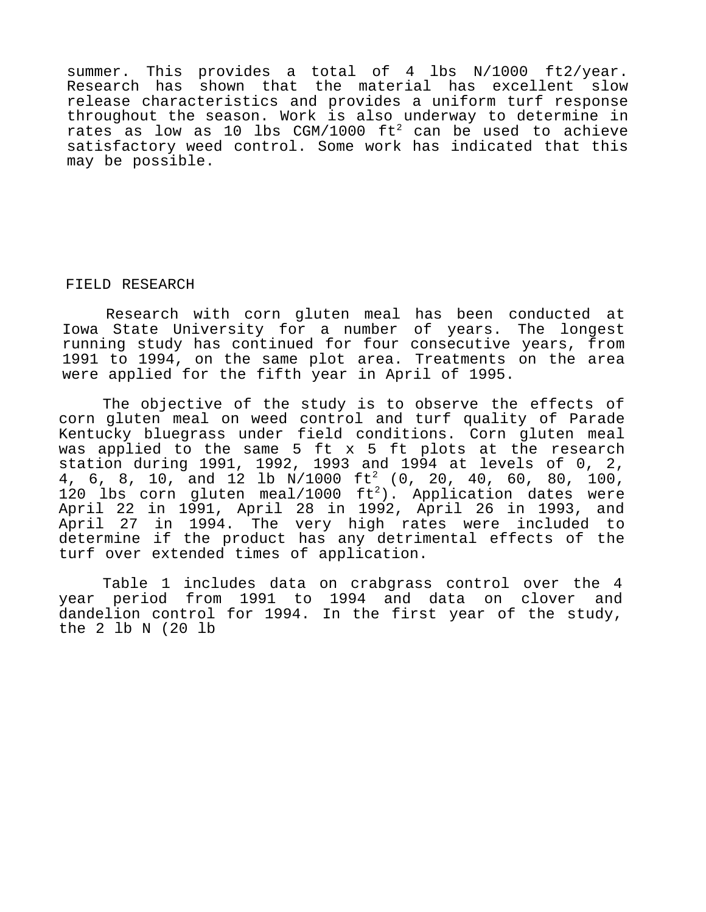summer. This provides a total of 4 lbs N/1000 ft2/year. Research has shown that the material has excellent slow release characteristics and provides a uniform turf response throughout the season. Work is also underway to determine in rates as low as 10 lbs CGM/1000 $ft^2$ can be used to achieve satisfactory weed control. Some work has indicated that this may be possible.

## FIELD RESEARCH

Research with corn gluten meal has been conducted at Iowa State University for a number of years. The longest running study has continued for four consecutive years, from 1991 to 1994, on the same plot area. Treatments on the area were applied for the fifth year in April of 1995.

The objective of the study is to observe the effects of corn gluten meal on weed control and turf quality of Parade Kentucky bluegrass under field conditions. Corn gluten meal was applied to the same 5 ft x 5 ft plots at the research station during 1991, 1992, 1993 and 1994 at levels of 0, 2, 4, 6, 8, 10, and 12 lb N/1000 $ft^2$ (0, 20, 40, 60, 80, 100, 120 lbs corn gluten meal/1000 $ft^2$). Application dates were April 22 in 1991, April 28 in 1992, April 26 in 1993, and April 27 in 1994. The very high rates were included to determine if the product has any detrimental effects of the turf over extended times of application.

Table 1 includes data on crabgrass control over the 4 year period from 1991 to 1994 and data on clover and dandelion control for 1994. In the first year of the study, the 2 lb N (20 lb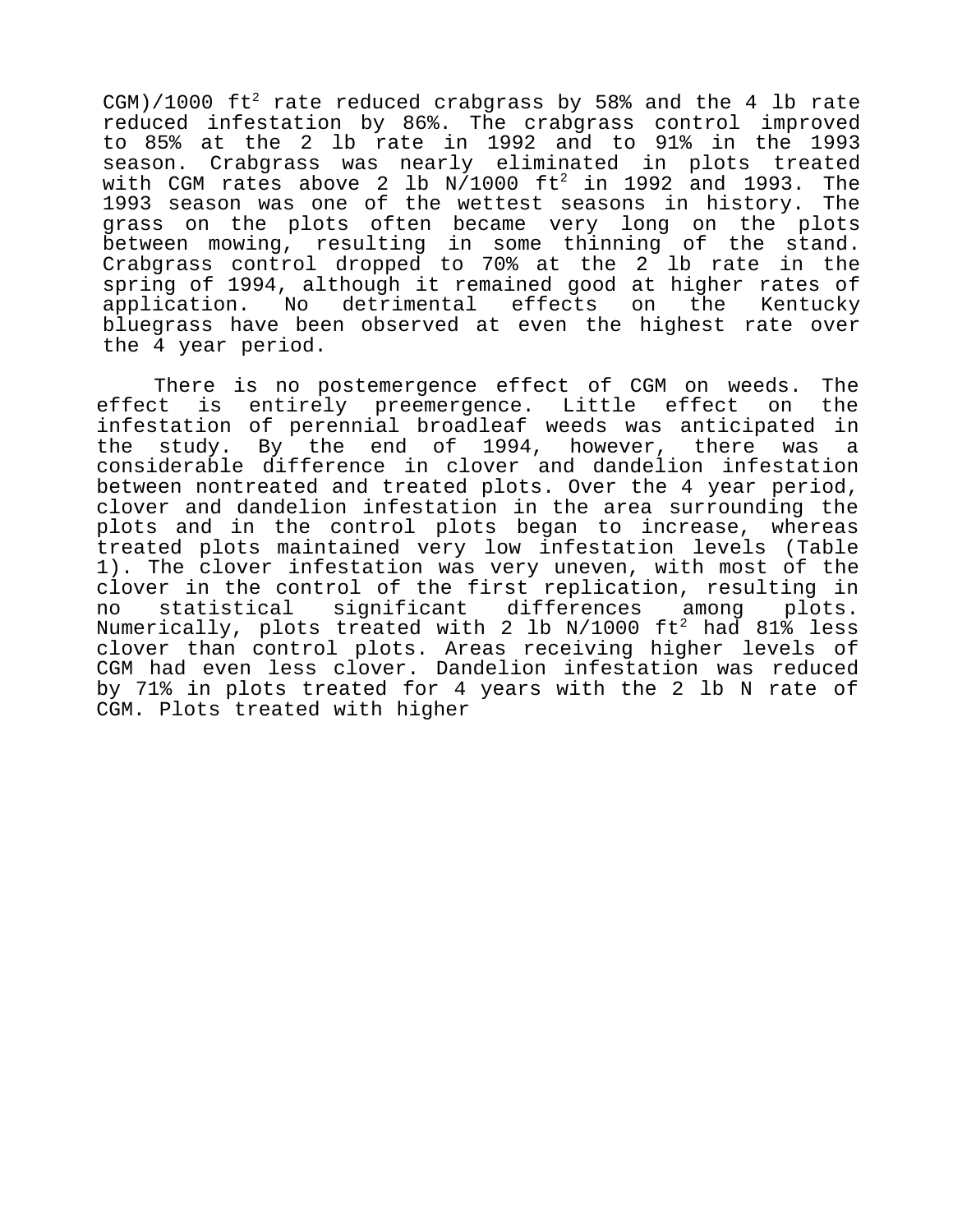CGM)/1000 ft$^2$ rate reduced crabgrass by 58% and the 4 lb rate reduced infestation by 86%. The crabgrass control improved to 85% at the 2 lb rate in 1992 and to 91% in the 1993 season. Crabgrass was nearly eliminated in plots treated with CGM rates above 2 lb N/1000 ft$^2$ in 1992 and 1993. The 1993 season was one of the wettest seasons in history. The grass on the plots often became very long on the plots between mowing, resulting in some thinning of the stand. Crabgrass control dropped to 70% at the 2 lb rate in the spring of 1994, although it remained good at higher rates of application. No detrimental effects on the Kentucky bluegrass have been observed at even the highest rate over the 4 year period.

There is no postemergence effect of CGM on weeds. The effect is entirely preemergence. Little effect on the infestation of perennial broadleaf weeds was anticipated in the study. By the end of 1994, however, there was a considerable difference in clover and dandelion infestation between nontreated and treated plots. Over the 4 year period, clover and dandelion infestation in the area surrounding the plots and in the control plots began to increase, whereas treated plots maintained very low infestation levels (Table 1). The clover infestation was very uneven, with most of the clover in the control of the first replication, resulting in no statistical significant differences among plots. Numerically, plots treated with 2 lb N/1000 ft$^2$ had 81% less clover than control plots. Areas receiving higher levels of CGM had even less clover. Dandelion infestation was reduced by 71% in plots treated for 4 years with the 2 lb N rate of CGM. Plots treated with higher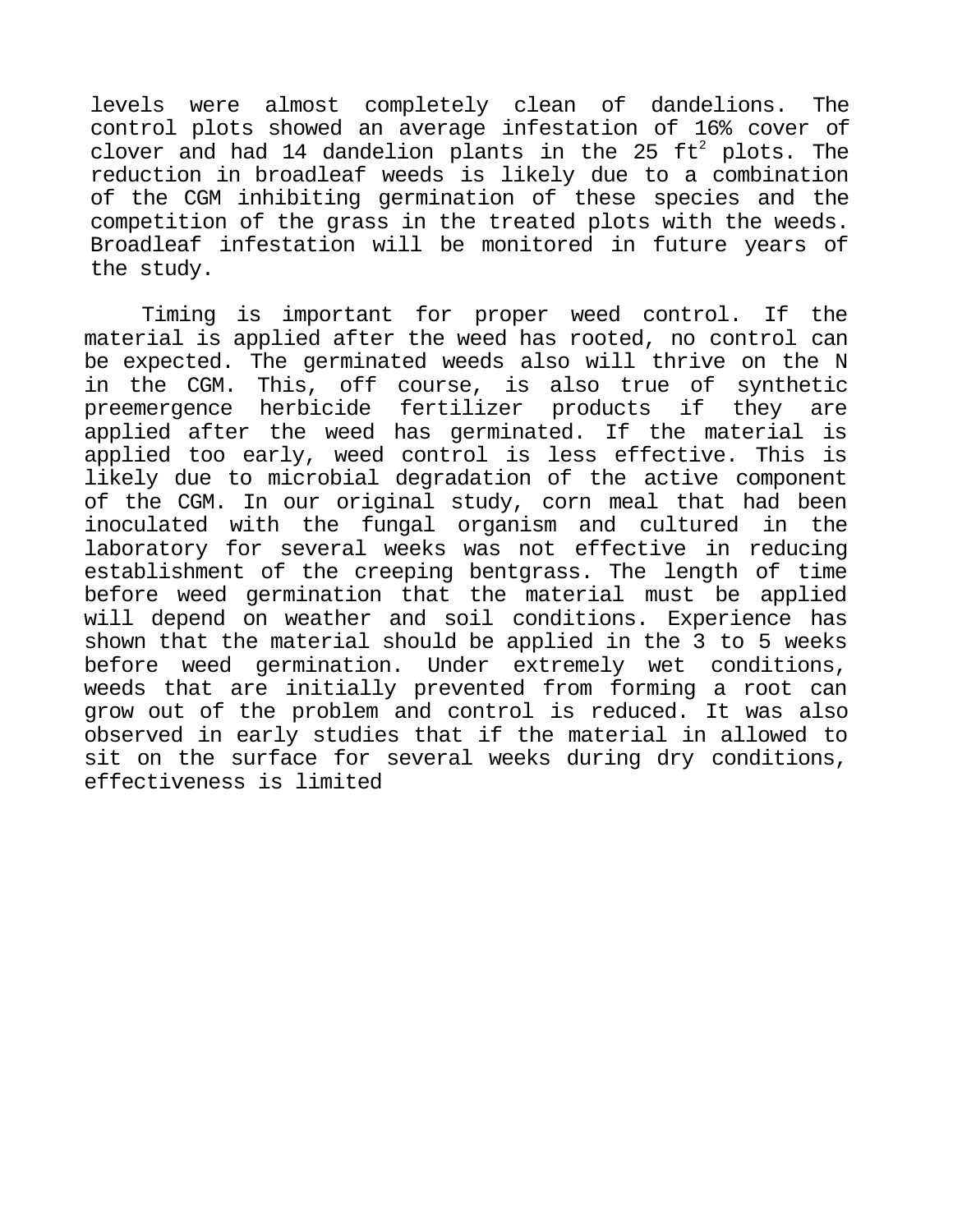levels were almost completely clean of dandelions. The control plots showed an average infestation of 16% cover of clover and had 14 dandelion plants in the 25 $ft^2$ plots. The reduction in broadleaf weeds is likely due to a combination of the CGM inhibiting germination of these species and the competition of the grass in the treated plots with the weeds. Broadleaf infestation will be monitored in future years of the study.

Timing is important for proper weed control. If the material is applied after the weed has rooted, no control can be expected. The germinated weeds also will thrive on the N in the CGM. This, off course, is also true of synthetic preemergence herbicide fertilizer products if they are applied after the weed has germinated. If the material is applied too early, weed control is less effective. This is likely due to microbial degradation of the active component of the CGM. In our original study, corn meal that had been inoculated with the fungal organism and cultured in the laboratory for several weeks was not effective in reducing establishment of the creeping bentgrass. The length of time before weed germination that the material must be applied will depend on weather and soil conditions. Experience has shown that the material should be applied in the 3 to 5 weeks before weed germination. Under extremely wet conditions, weeds that are initially prevented from forming a root can grow out of the problem and control is reduced. It was also observed in early studies that if the material in allowed to sit on the surface for several weeks during dry conditions, effectiveness is limited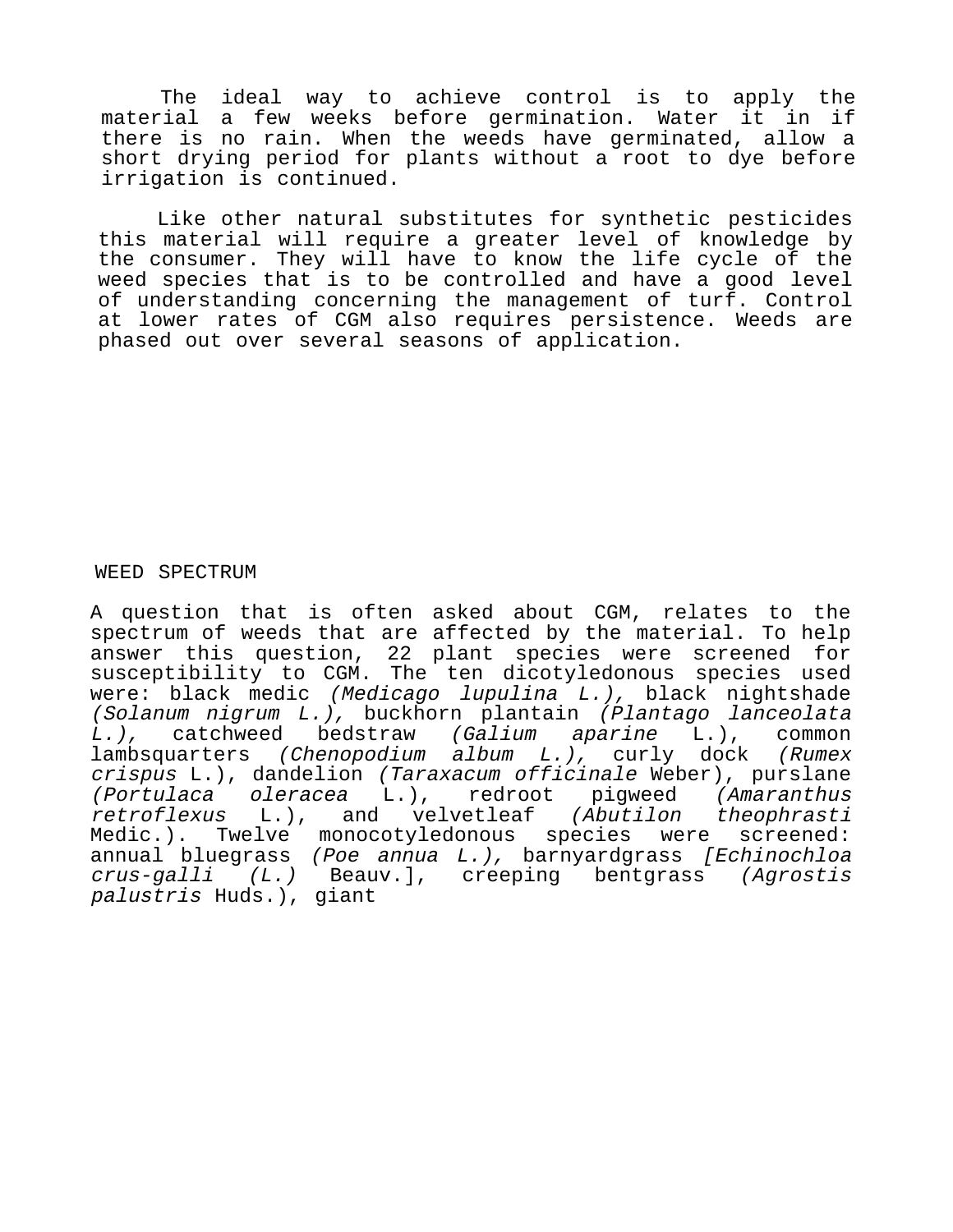The ideal way to achieve control is to apply the material a few weeks before germination. Water it in if there is no rain. When the weeds have germinated, allow a short drying period for plants without a root to dye before irrigation is continued.

Like other natural substitutes for synthetic pesticides this material will require a greater level of knowledge by the consumer. They will have to know the life cycle of the weed species that is to be controlled and have a good level of understanding concerning the management of turf. Control at lower rates of CGM also requires persistence. Weeds are phased out over several seasons of application.

## WEED SPECTRUM

A question that is often asked about CGM, relates to the spectrum of weeds that are affected by the material. To help answer this question, 22 plant species were screened for susceptibility to CGM. The ten dicotyledonous species used were: black medic *(Medicago lupulina L.),* black nightshade *(Solanum nigrum L.),* buckhorn plantain *(Plantago lanceolata L.),* catchweed bedstraw *(Galium aparine* L.), common lambsquarters *(Chenopodium album L.),* curly dock *(Rumex crispus* L.), dandelion *(Taraxacum officinale* Weber), purslane *(Portulaca oleracea* L.), redroot pigweed *(Amaranthus retroflexus* L.), and velvetleaf *(Abutilon theophrasti* Medic.). Twelve monocotyledonous species were screened: annual bluegrass *(Poe annua L.),* barnyardgrass *[Echinochloa crus-galli (L.)* Beauv.], creeping bentgrass *(Agrostis palustris* Huds.), giant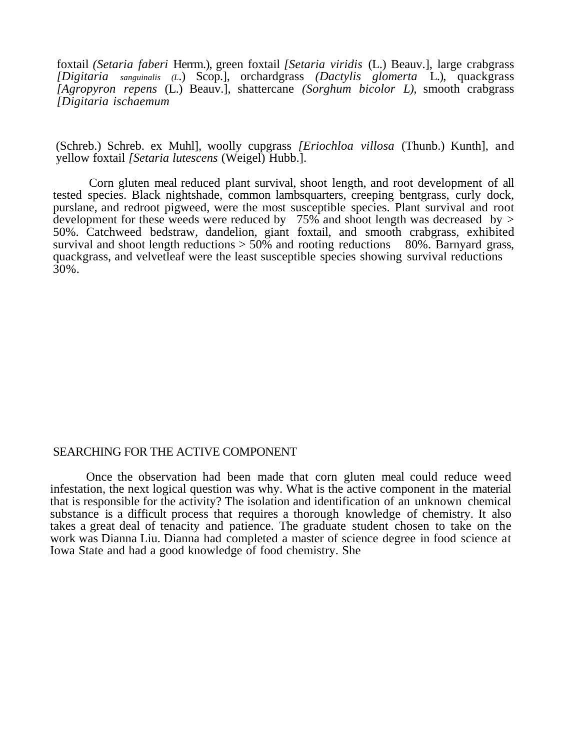foxtail *(Setaria faberi* Herrm.), green foxtail *[Setaria viridis* (L.) Beauv.], large crabgrass *[Digitaria sanguinalis (L.*) Scop.], orchardgrass *(Dactylis glomerta* L.), quackgrass *[Agropyron repens* (L.) Beauv.], shattercane *(Sorghum bicolor L),* smooth crabgrass *[Digitaria ischaemum*

(Schreb.) Schreb. ex Muhl], woolly cupgrass *[Eriochloa villosa* (Thunb.) Kunth], and yellow foxtail *[Setaria lutescens* (Weigel) Hubb.].

Corn gluten meal reduced plant survival, shoot length, and root development of all tested species. Black nightshade, common lambsquarters, creeping bentgrass, curly dock, purslane, and redroot pigweed, were the most susceptible species. Plant survival and root development for these weeds were reduced by 75% and shoot length was decreased by > 50%. Catchweed bedstraw, dandelion, giant foxtail, and smooth crabgrass, exhibited survival and shoot length reductions > 50% and rooting reductions 80%. Barnyard grass, quackgrass, and velvetleaf were the least susceptible species showing survival reductions 30%.

## SEARCHING FOR THE ACTIVE COMPONENT

Once the observation had been made that corn gluten meal could reduce weed infestation, the next logical question was why. What is the active component in the material that is responsible for the activity? The isolation and identification of an unknown chemical substance is a difficult process that requires a thorough knowledge of chemistry. It also takes a great deal of tenacity and patience. The graduate student chosen to take on the work was Dianna Liu. Dianna had completed a master of science degree in food science at Iowa State and had a good knowledge of food chemistry. She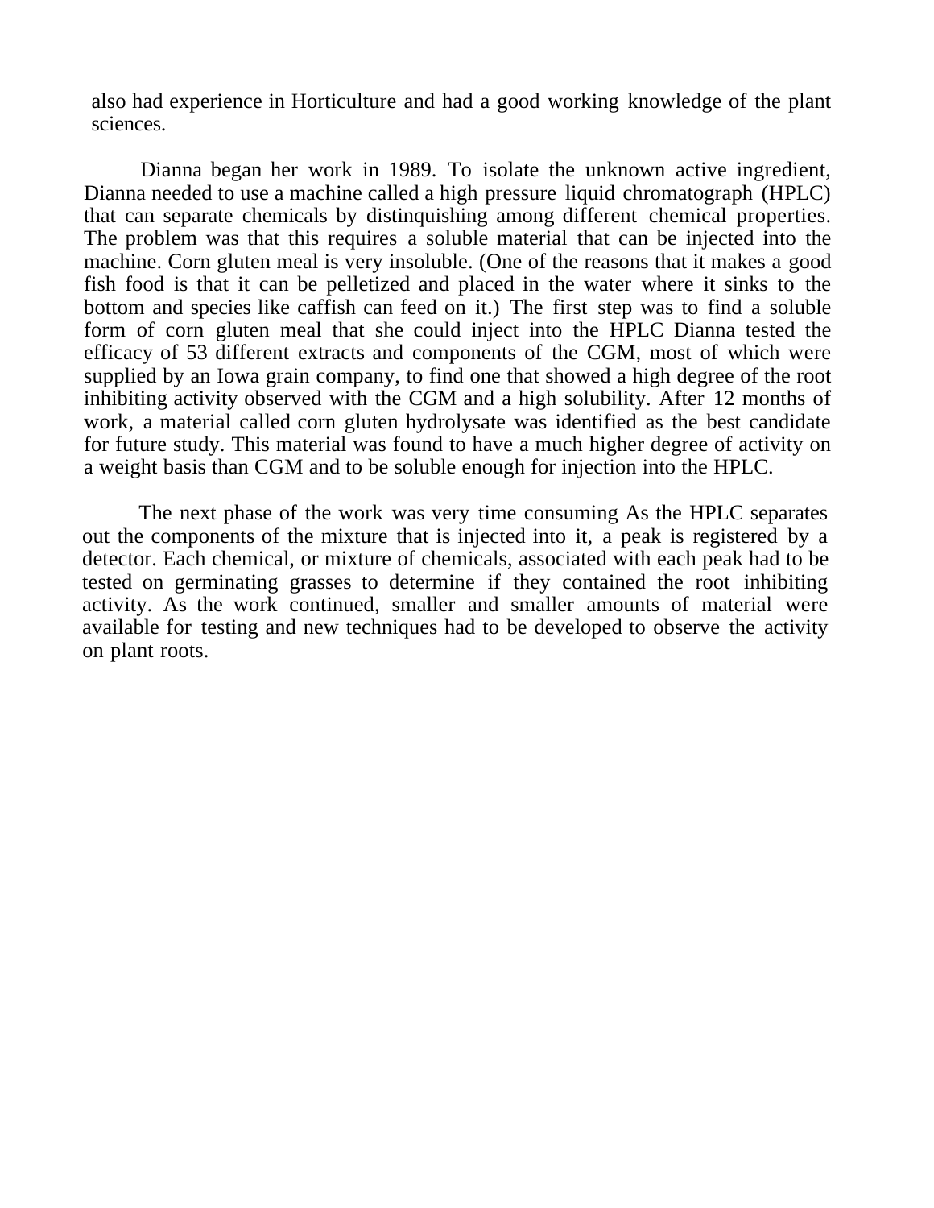also had experience in Horticulture and had a good working knowledge of the plant sciences.

Dianna began her work in 1989. To isolate the unknown active ingredient, Dianna needed to use a machine called a high pressure liquid chromatograph (HPLC) that can separate chemicals by distinquishing among different chemical properties. The problem was that this requires a soluble material that can be injected into the machine. Corn gluten meal is very insoluble. (One of the reasons that it makes a good fish food is that it can be pelletized and placed in the water where it sinks to the bottom and species like caffish can feed on it.) The first step was to find a soluble form of corn gluten meal that she could inject into the HPLC Dianna tested the efficacy of 53 different extracts and components of the CGM, most of which were supplied by an Iowa grain company, to find one that showed a high degree of the root inhibiting activity observed with the CGM and a high solubility. After 12 months of work, a material called corn gluten hydrolysate was identified as the best candidate for future study. This material was found to have a much higher degree of activity on a weight basis than CGM and to be soluble enough for injection into the HPLC.

The next phase of the work was very time consuming As the HPLC separates out the components of the mixture that is injected into it, a peak is registered by a detector. Each chemical, or mixture of chemicals, associated with each peak had to be tested on germinating grasses to determine if they contained the root inhibiting activity. As the work continued, smaller and smaller amounts of material were available for testing and new techniques had to be developed to observe the activity on plant roots.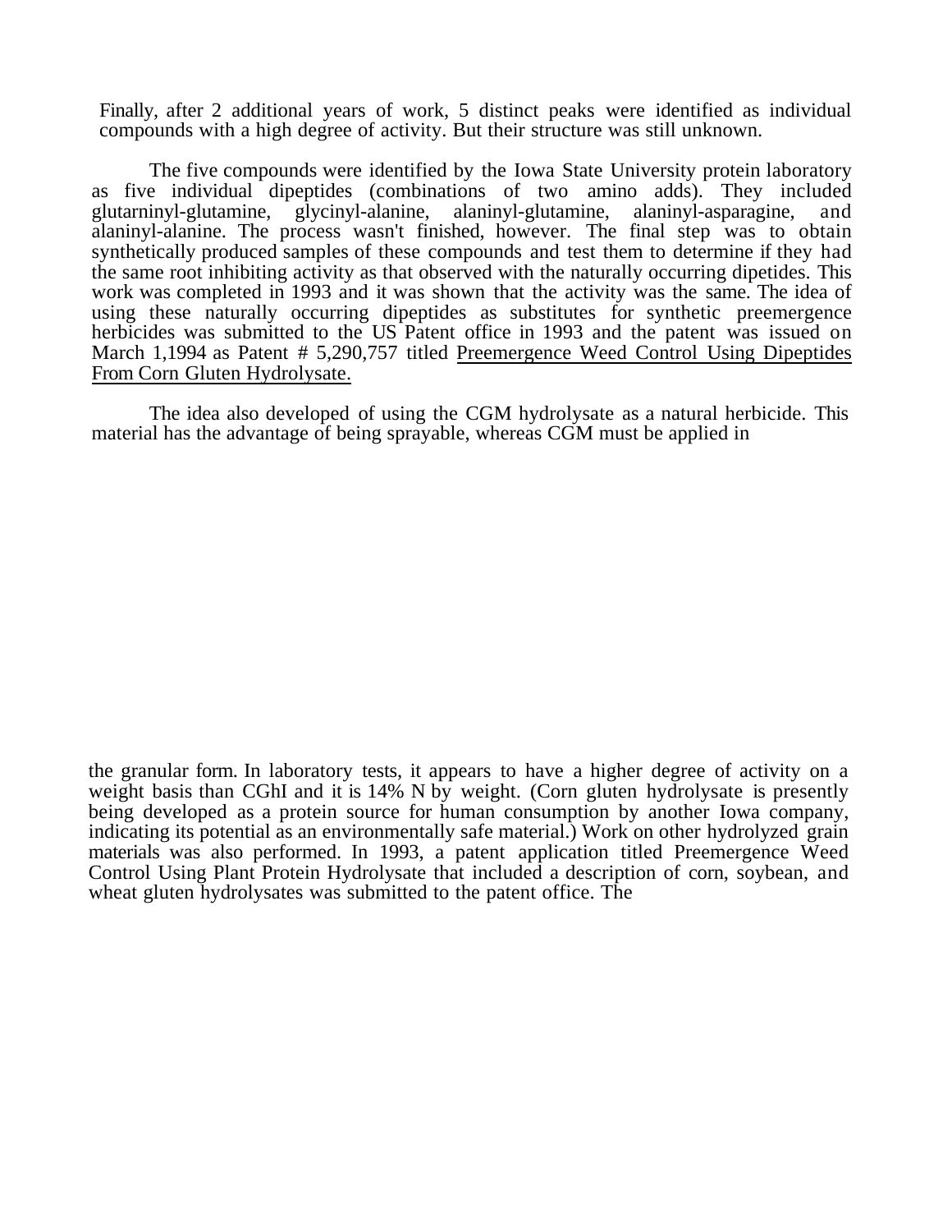Finally, after 2 additional years of work, 5 distinct peaks were identified as individual compounds with a high degree of activity. But their structure was still unknown.

The five compounds were identified by the Iowa State University protein laboratory as five individual dipeptides (combinations of two amino adds). They included glutarninyl-glutamine, glycinyl-alanine, alaninyl-glutamine, alaninyl-asparagine, and alaninyl-alanine. The process wasn't finished, however. The final step was to obtain synthetically produced samples of these compounds and test them to determine if they had the same root inhibiting activity as that observed with the naturally occurring dipetides. This work was completed in 1993 and it was shown that the activity was the same. The idea of using these naturally occurring dipeptides as substitutes for synthetic preemergence herbicides was submitted to the US Patent office in 1993 and the patent was issued on March 1,1994 as Patent # 5,290,757 titled <u>Preemergence Weed Control Using Dipeptides From Corn Gluten Hydrolysate.</u>

The idea also developed of using the CGM hydrolysate as a natural herbicide. This material has the advantage of being sprayable, whereas CGM must be applied in the granular form. In laboratory tests, it appears to have a higher degree of activity on a weight basis than CGhI and it is 14% N by weight. (Corn gluten hydrolysate is presently being developed as a protein source for human consumption by another Iowa company, indicating its potential as an environmentally safe material.) Work on other hydrolyzed grain materials was also performed. In 1993, a patent application titled Preemergence Weed Control Using Plant Protein Hydrolysate that included a description of corn, soybean, and wheat gluten hydrolysates was submitted to the patent office. The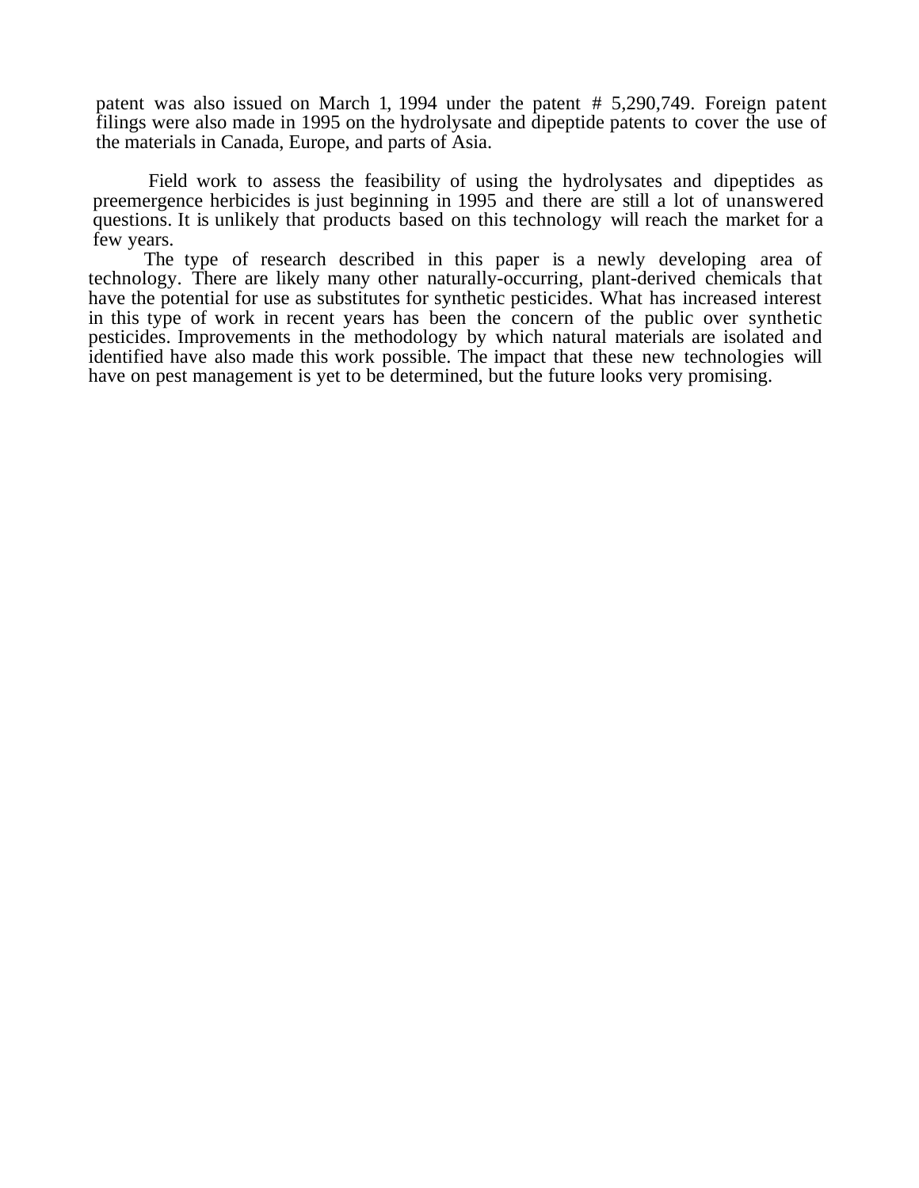patent was also issued on March 1, 1994 under the patent # 5,290,749. Foreign patent filings were also made in 1995 on the hydrolysate and dipeptide patents to cover the use of the materials in Canada, Europe, and parts of Asia.

Field work to assess the feasibility of using the hydrolysates and dipeptides as preemergence herbicides is just beginning in 1995 and there are still a lot of unanswered questions. It is unlikely that products based on this technology will reach the market for a few years.

The type of research described in this paper is a newly developing area of technology. There are likely many other naturally-occurring, plant-derived chemicals that have the potential for use as substitutes for synthetic pesticides. What has increased interest in this type of work in recent years has been the concern of the public over synthetic pesticides. Improvements in the methodology by which natural materials are isolated and identified have also made this work possible. The impact that these new technologies will have on pest management is yet to be determined, but the future looks very promising.